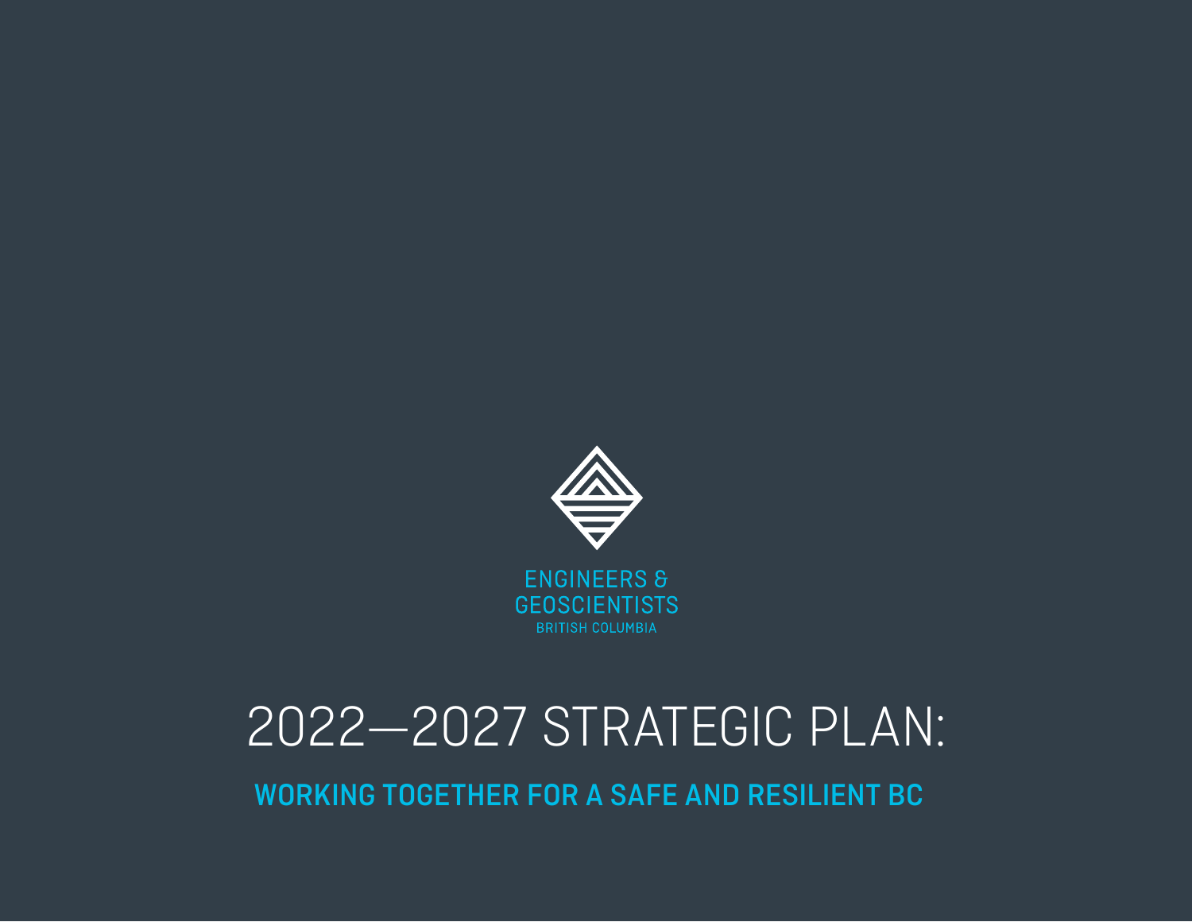ENGINEERS & GEOSCIENTISTS
BRITISH COLUMBIA

# 2022—2027 STRATEGIC PLAN:

## WORKING TOGETHER FOR A SAFE AND RESILIENT BC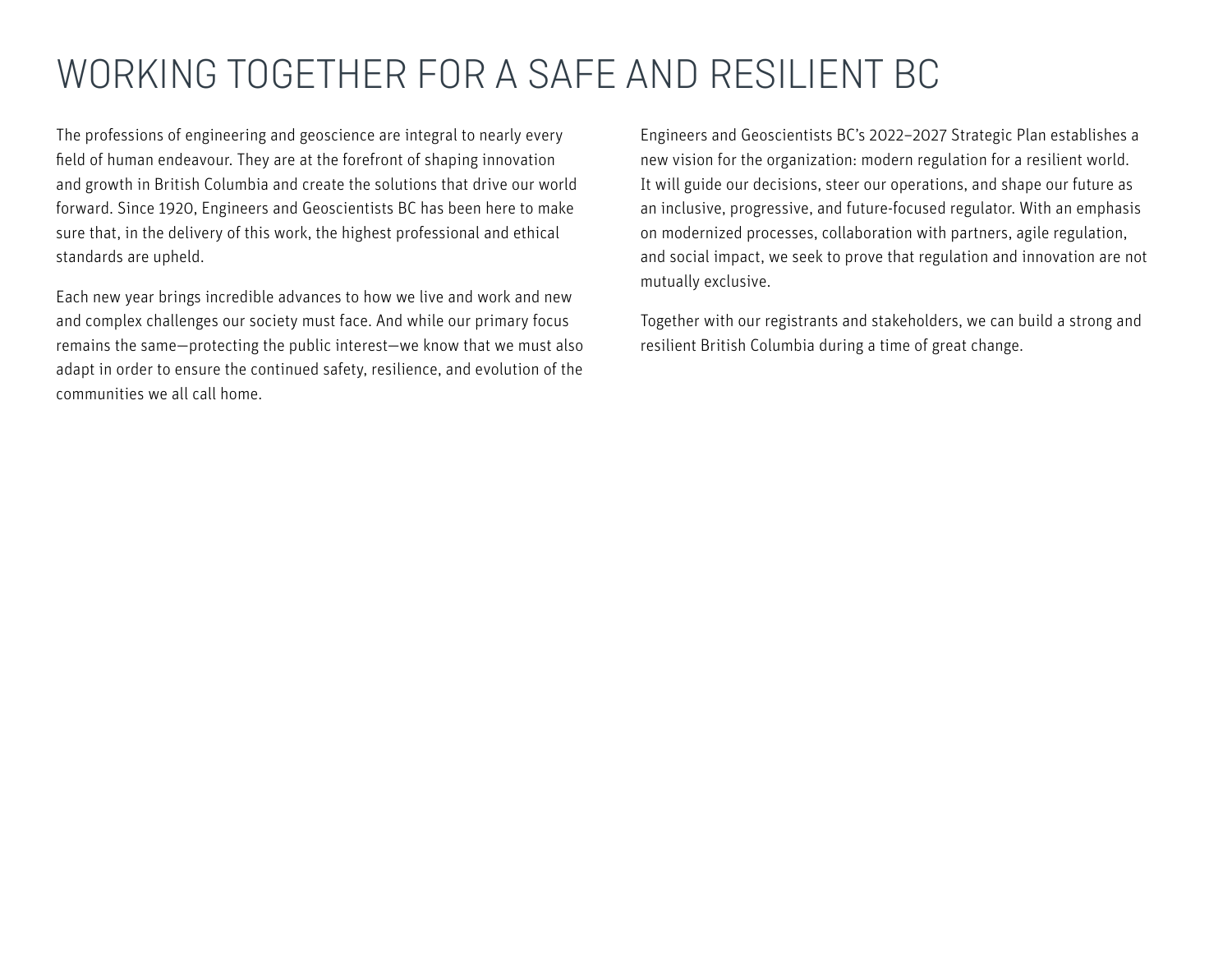# WORKING TOGETHER FOR A SAFE AND RESILIENT BC

The professions of engineering and geoscience are integral to nearly every field of human endeavour. They are at the forefront of shaping innovation and growth in British Columbia and create the solutions that drive our world forward. Since 1920, Engineers and Geoscientists BC has been here to make sure that, in the delivery of this work, the highest professional and ethical standards are upheld.

Each new year brings incredible advances to how we live and work and new and complex challenges our society must face. And while our primary focus remains the same—protecting the public interest—we know that we must also adapt in order to ensure the continued safety, resilience, and evolution of the communities we all call home.

Engineers and Geoscientists BC's 2022–2027 Strategic Plan establishes a new vision for the organization: modern regulation for a resilient world. It will guide our decisions, steer our operations, and shape our future as an inclusive, progressive, and future-focused regulator. With an emphasis on modernized processes, collaboration with partners, agile regulation, and social impact, we seek to prove that regulation and innovation are not mutually exclusive.

Together with our registrants and stakeholders, we can build a strong and resilient British Columbia during a time of great change.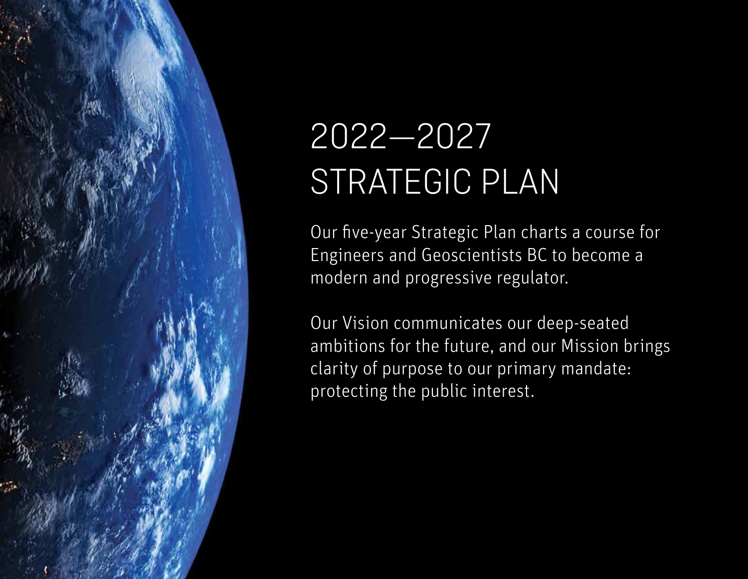# 2022—2027 STRATEGIC PLAN

Our five-year Strategic Plan charts a course for Engineers and Geoscientists BC to become a modern and progressive regulator.

Our Vision communicates our deep-seated ambitions for the future, and our Mission brings clarity of purpose to our primary mandate: protecting the public interest.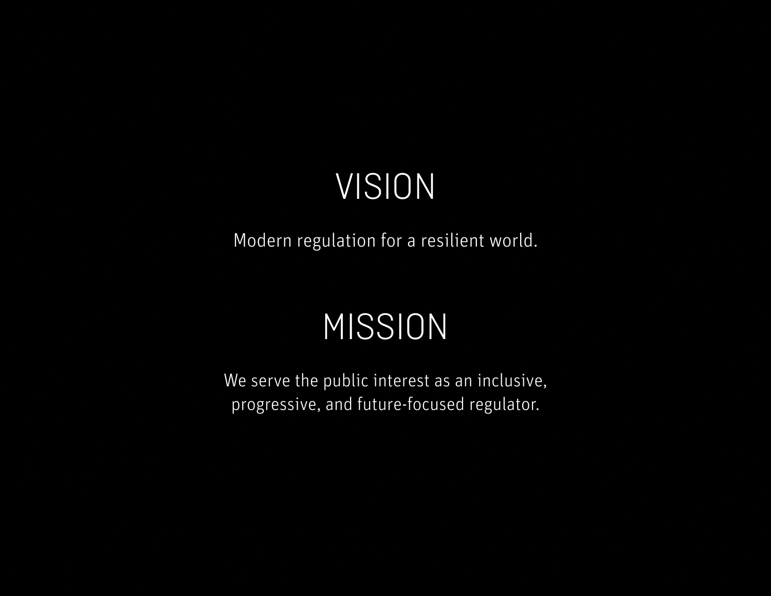# VISION

Modern regulation for a resilient world.

# MISSION

We serve the public interest as an inclusive, progressive, and future-focused regulator.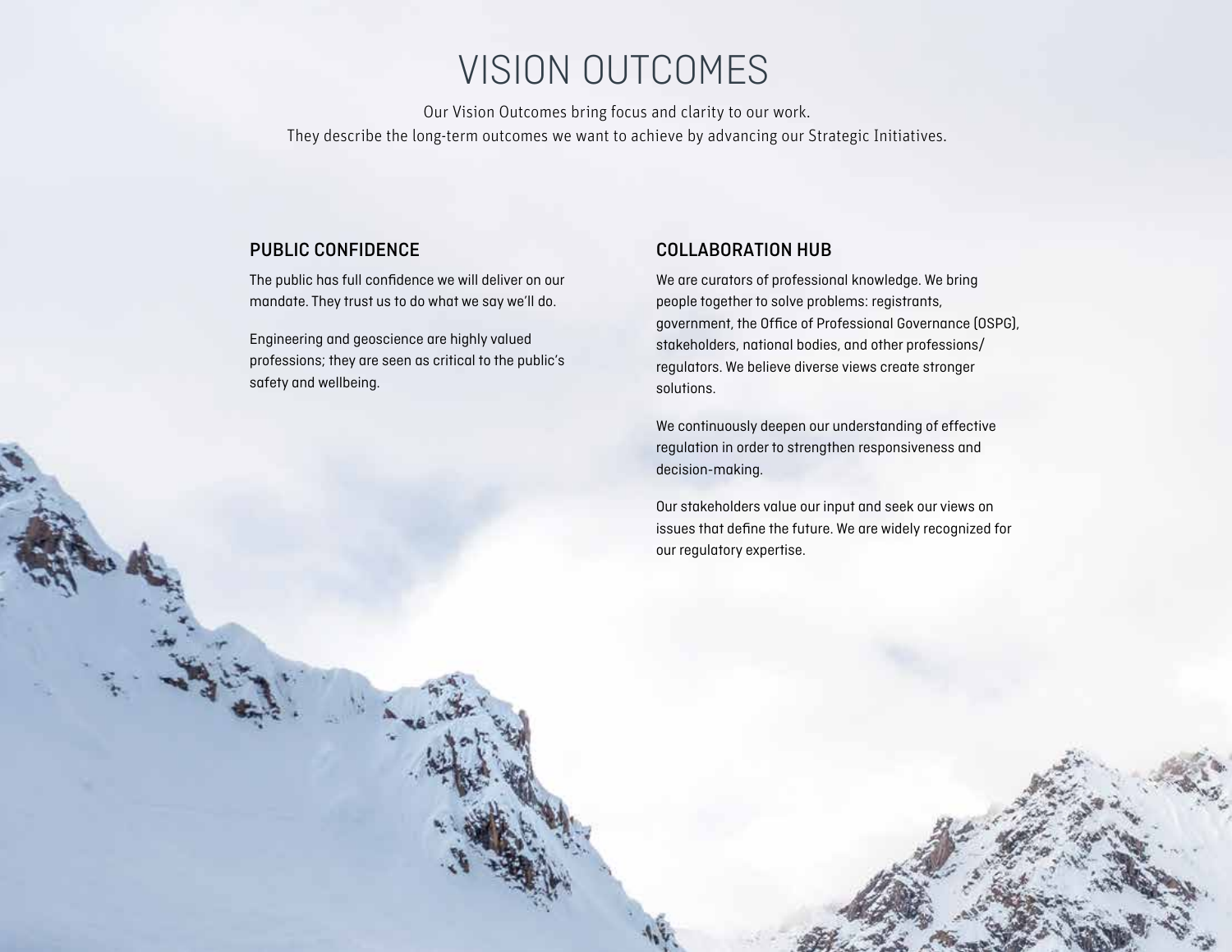# VISION OUTCOMES

Our Vision Outcomes bring focus and clarity to our work.
They describe the long-term outcomes we want to achieve by advancing our Strategic Initiatives.

## PUBLIC CONFIDENCE

The public has full confidence we will deliver on our mandate. They trust us to do what we say we'll do.

Engineering and geoscience are highly valued professions; they are seen as critical to the public's safety and wellbeing.

## COLLABORATION HUB

We are curators of professional knowledge. We bring people together to solve problems: registrants, government, the Office of Professional Governance (OSPG), stakeholders, national bodies, and other professions/ regulators. We believe diverse views create stronger solutions.

We continuously deepen our understanding of effective regulation in order to strengthen responsiveness and decision-making.

Our stakeholders value our input and seek our views on issues that define the future. We are widely recognized for our regulatory expertise.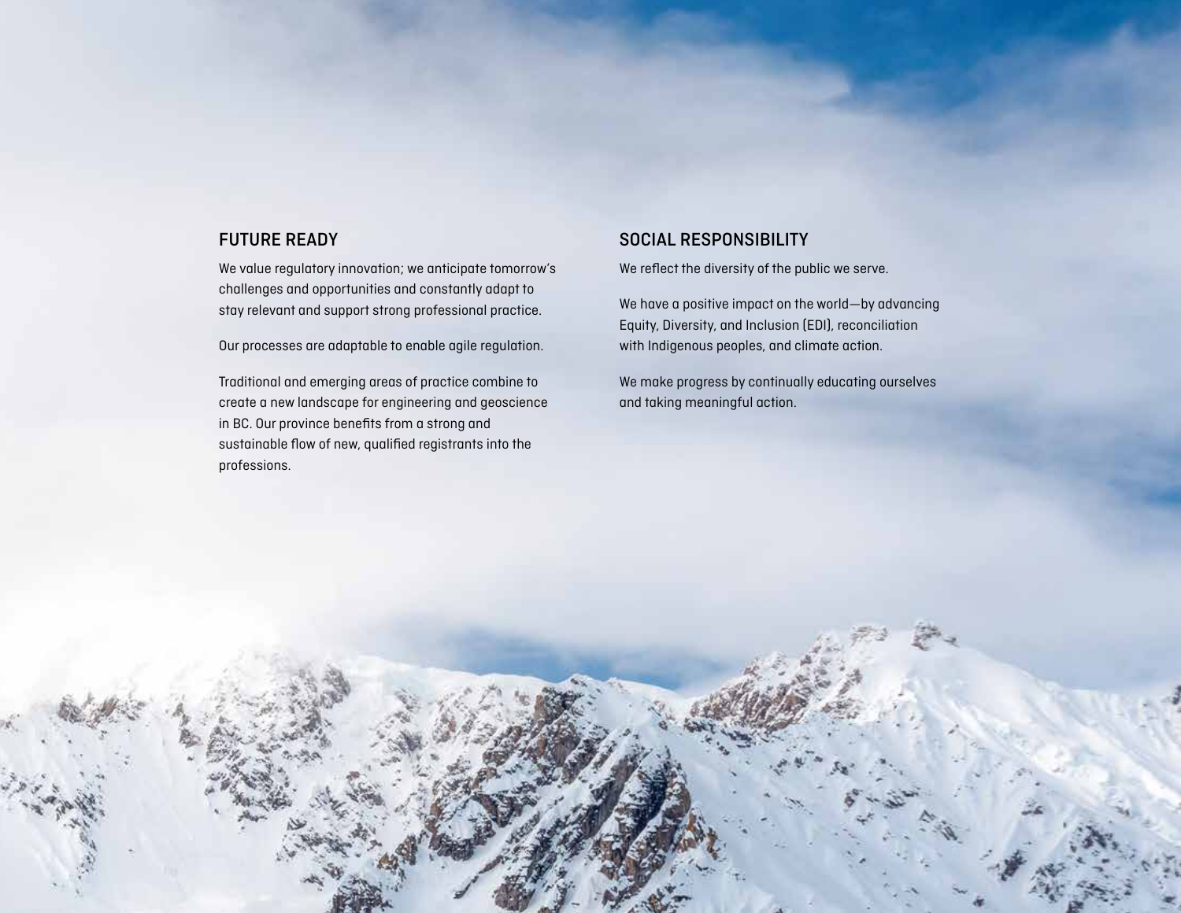## FUTURE READY

We value regulatory innovation; we anticipate tomorrow's challenges and opportunities and constantly adapt to stay relevant and support strong professional practice.

Our processes are adaptable to enable agile regulation.

Traditional and emerging areas of practice combine to create a new landscape for engineering and geoscience in BC. Our province benefits from a strong and sustainable flow of new, qualified registrants into the professions.

## SOCIAL RESPONSIBILITY

We reflect the diversity of the public we serve.

We have a positive impact on the world—by advancing Equity, Diversity, and Inclusion (EDI), reconciliation with Indigenous peoples, and climate action.

We make progress by continually educating ourselves and taking meaningful action.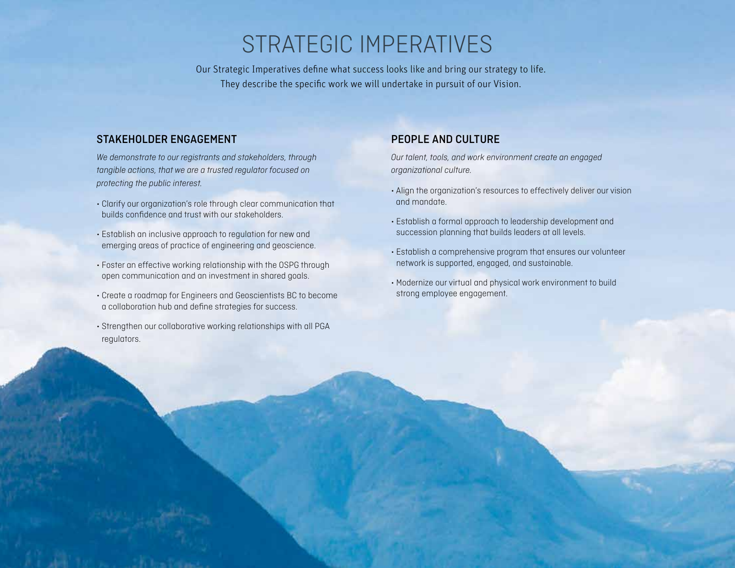# STRATEGIC IMPERATIVES

Our Strategic Imperatives define what success looks like and bring our strategy to life. They describe the specific work we will undertake in pursuit of our Vision.

## STAKEHOLDER ENGAGEMENT

*We demonstrate to our registrants and stakeholders, through tangible actions, that we are a trusted regulator focused on protecting the public interest.*

- Clarify our organization's role through clear communication that builds confidence and trust with our stakeholders.
- Establish an inclusive approach to regulation for new and emerging areas of practice of engineering and geoscience.
- Foster an effective working relationship with the OSPG through open communication and an investment in shared goals.
- Create a roadmap for Engineers and Geoscientists BC to become a collaboration hub and define strategies for success.
- Strengthen our collaborative working relationships with all PGA regulators.

## PEOPLE AND CULTURE

*Our talent, tools, and work environment create an engaged organizational culture.*

- Align the organization's resources to effectively deliver our vision and mandate.
- Establish a formal approach to leadership development and succession planning that builds leaders at all levels.
- Establish a comprehensive program that ensures our volunteer network is supported, engaged, and sustainable.
- Modernize our virtual and physical work environment to build strong employee engagement.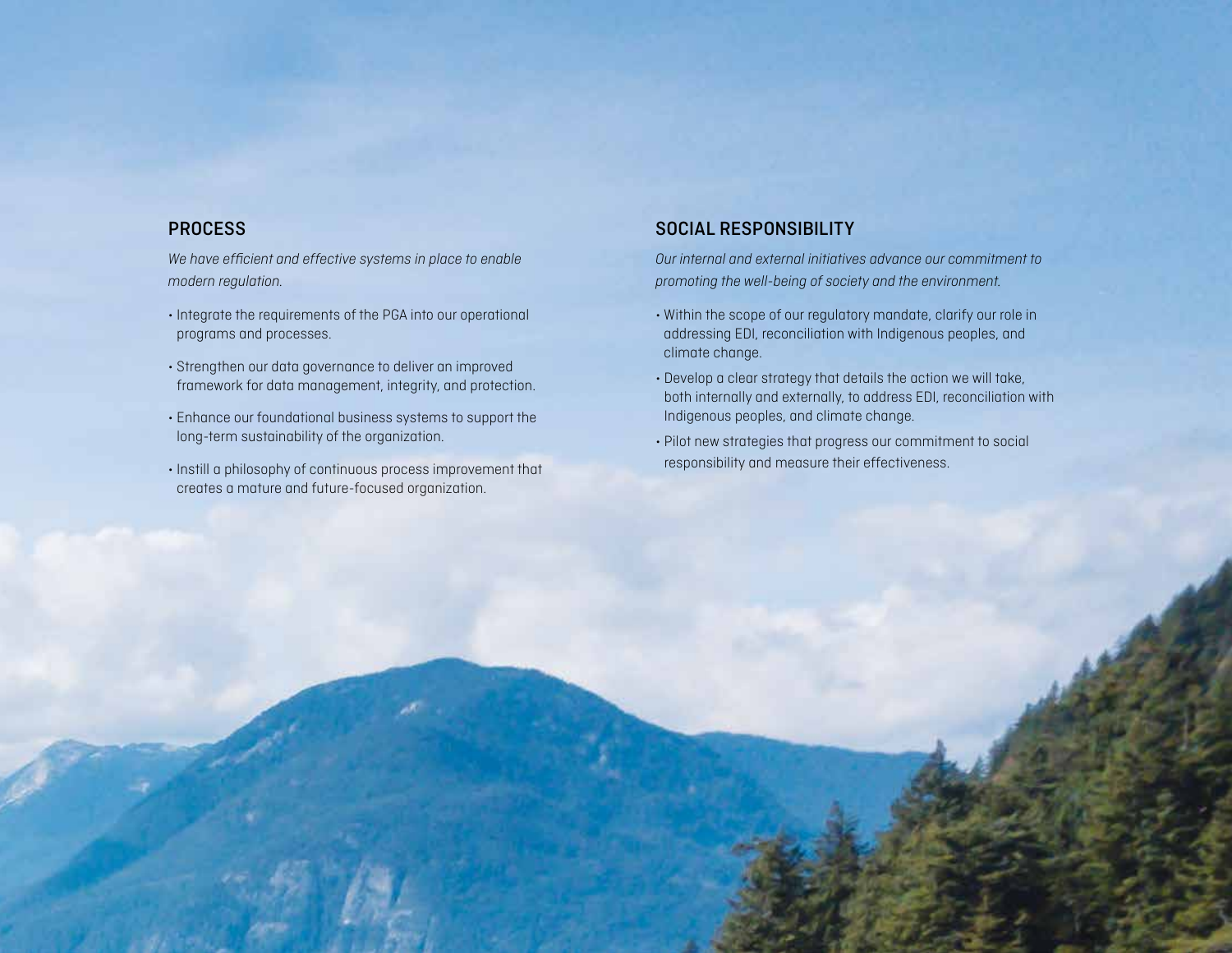## PROCESS

*We have efficient and effective systems in place to enable modern regulation.*

- Integrate the requirements of the PGA into our operational programs and processes.
- Strengthen our data governance to deliver an improved framework for data management, integrity, and protection.
- Enhance our foundational business systems to support the long-term sustainability of the organization.
- Instill a philosophy of continuous process improvement that creates a mature and future-focused organization.

## SOCIAL RESPONSIBILITY

*Our internal and external initiatives advance our commitment to promoting the well-being of society and the environment.*

- Within the scope of our regulatory mandate, clarify our role in addressing EDI, reconciliation with Indigenous peoples, and climate change.
- Develop a clear strategy that details the action we will take, both internally and externally, to address EDI, reconciliation with Indigenous peoples, and climate change.
- Pilot new strategies that progress our commitment to social responsibility and measure their effectiveness.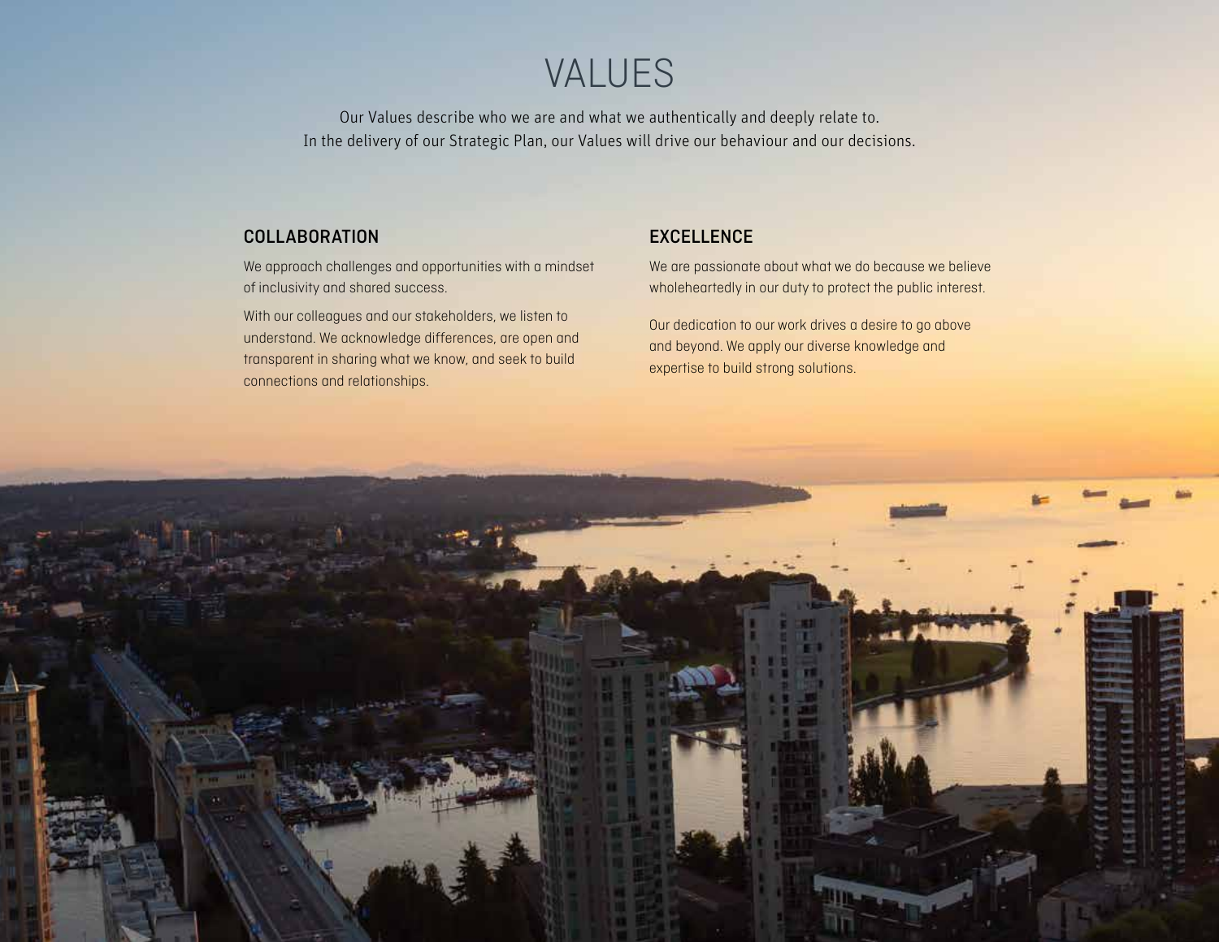# VALUES

Our Values describe who we are and what we authentically and deeply relate to.
In the delivery of our Strategic Plan, our Values will drive our behaviour and our decisions.

## COLLABORATION

We approach challenges and opportunities with a mindset of inclusivity and shared success.

With our colleagues and our stakeholders, we listen to understand. We acknowledge differences, are open and transparent in sharing what we know, and seek to build connections and relationships.

## EXCELLENCE

We are passionate about what we do because we believe wholeheartedly in our duty to protect the public interest.

Our dedication to our work drives a desire to go above and beyond. We apply our diverse knowledge and expertise to build strong solutions.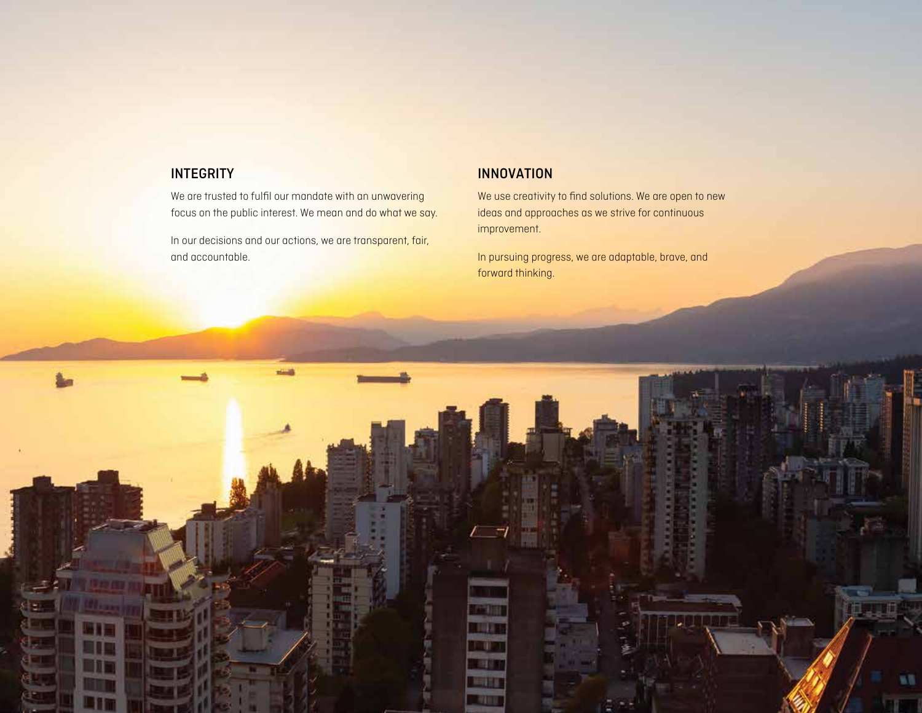## INTEGRITY

We are trusted to fulfil our mandate with an unwavering focus on the public interest. We mean and do what we say.

In our decisions and our actions, we are transparent, fair, and accountable.

## INNOVATION

We use creativity to find solutions. We are open to new ideas and approaches as we strive for continuous improvement.

In pursuing progress, we are adaptable, brave, and forward thinking.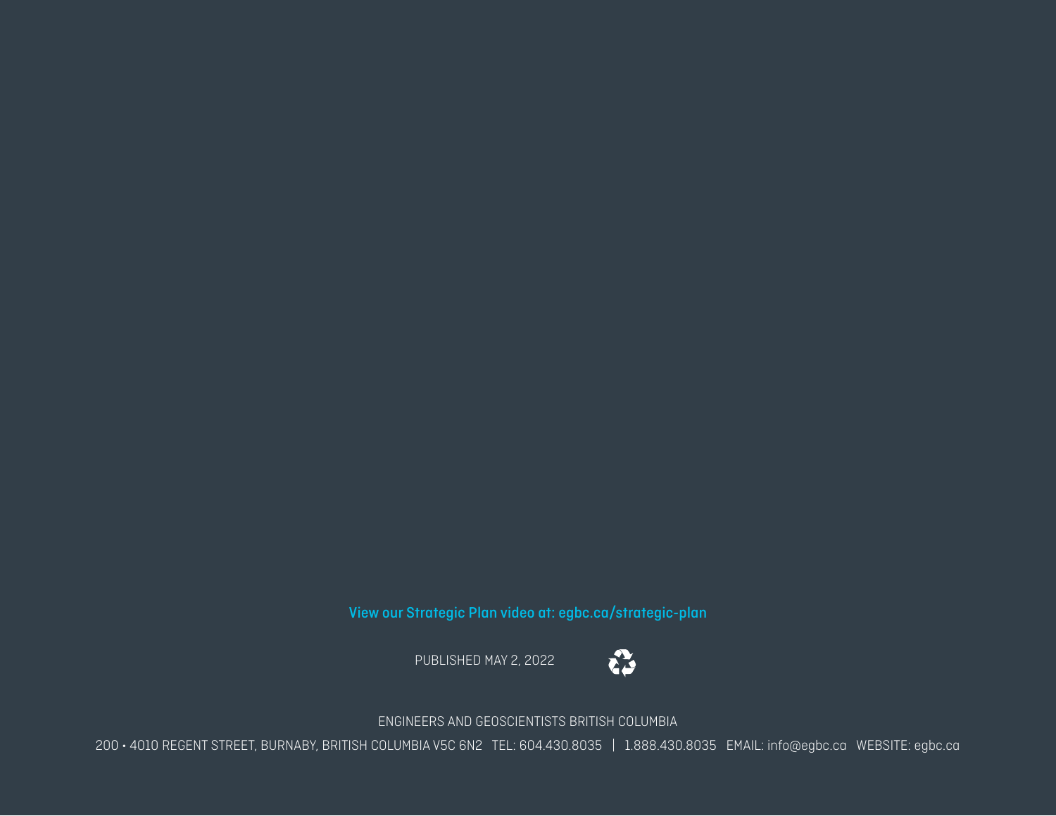View our Strategic Plan video at: egbc.ca/strategic-plan

PUBLISHED MAY 2, 2022

ENGINEERS AND GEOSCIENTISTS BRITISH COLUMBIA

200 • 4010 REGENT STREET, BURNABY, BRITISH COLUMBIA V5C 6N2 TEL: 604.430.8035 | 1.888.430.8035 EMAIL: info@egbc.ca WEBSITE: egbc.ca